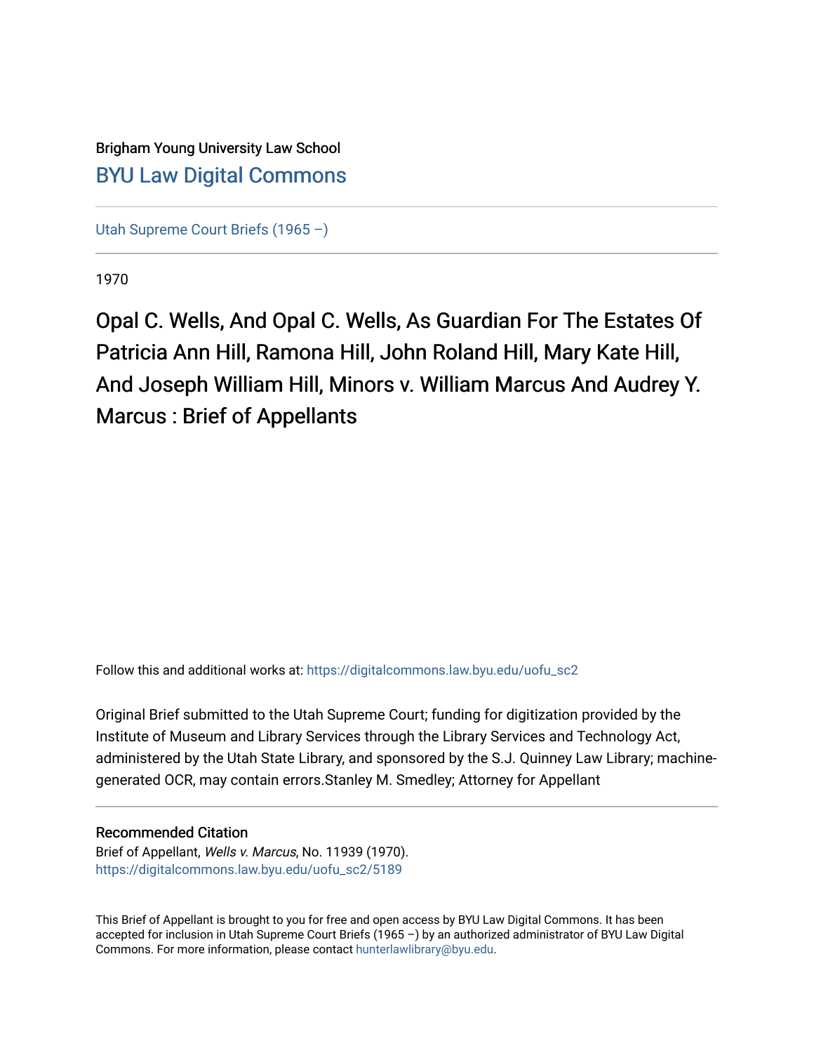Brigham Young University Law School

[BYU Law Digital Commons](https://digitalcommons.law.byu.edu/)

---

[Utah Supreme Court Briefs (1965 –)](https://digitalcommons.law.byu.edu/uofu_sc2)

---

1970

# Opal C. Wells, And Opal C. Wells, As Guardian For The Estates Of Patricia Ann Hill, Ramona Hill, John Roland Hill, Mary Kate Hill, And Joseph William Hill, Minors v. William Marcus And Audrey Y. Marcus : Brief of Appellants

Follow this and additional works at: https://digitalcommons.law.byu.edu/uofu_sc2

Original Brief submitted to the Utah Supreme Court; funding for digitization provided by the Institute of Museum and Library Services through the Library Services and Technology Act, administered by the Utah State Library, and sponsored by the S.J. Quinney Law Library; machine-generated OCR, may contain errors.Stanley M. Smedley; Attorney for Appellant

---

## Recommended Citation

Brief of Appellant, *Wells v. Marcus*, No. 11939 (1970).
https://digitalcommons.law.byu.edu/uofu_sc2/5189

---

This Brief of Appellant is brought to you for free and open access by BYU Law Digital Commons. It has been accepted for inclusion in Utah Supreme Court Briefs (1965 –) by an authorized administrator of BYU Law Digital Commons. For more information, please contact hunterlawlibrary@byu.edu.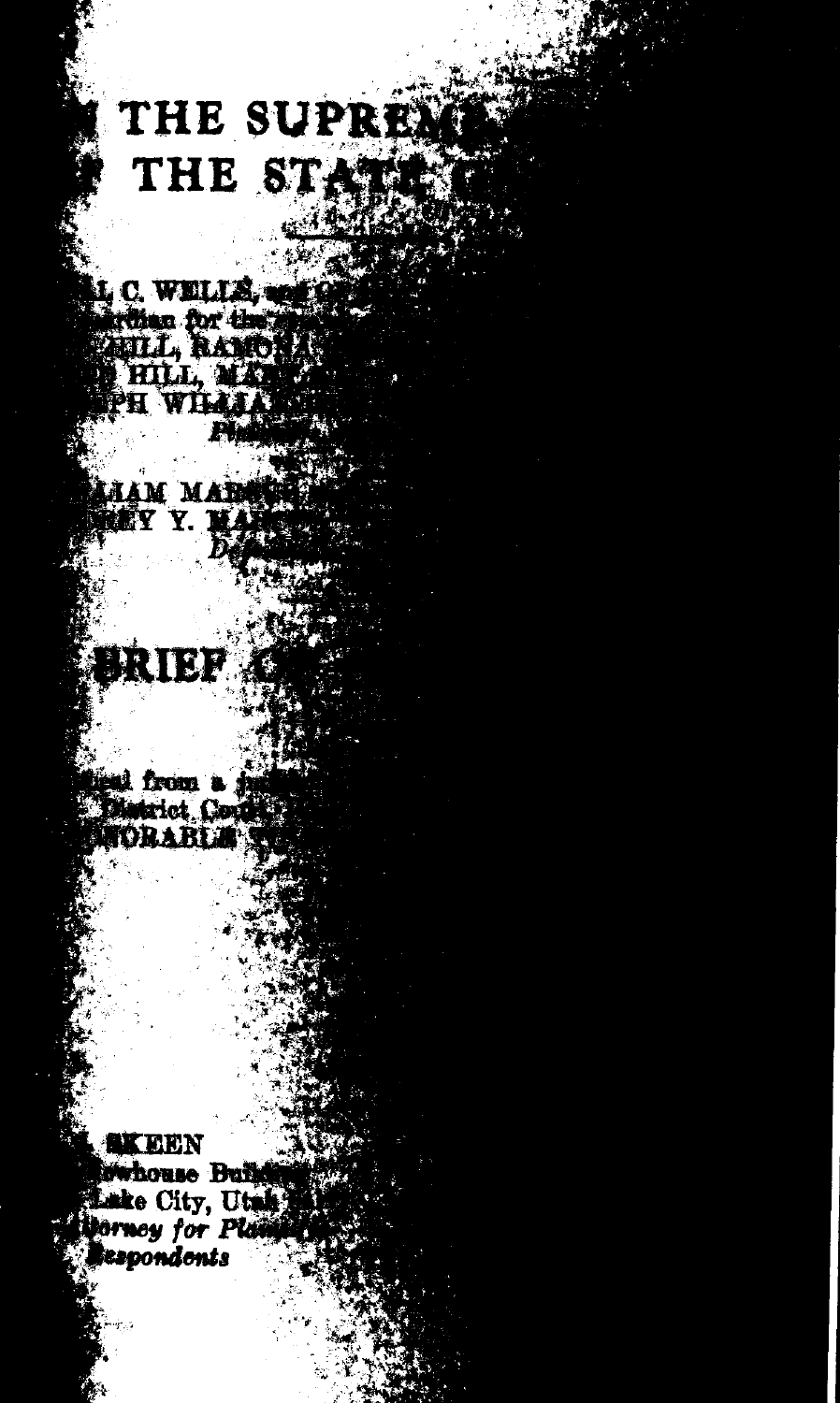# THE SUPREM
# THE STATE

L C. WELLS, and G
ardian for the
HILL, RAMON
S HILL, MA
PH WILLIA
*Plaint*

vs.

IAM MAR
EY Y. MA
*Def*

# BRIEF O

eal from a ju
District Cou
NORABLE

SKEEN
wshouse Build
Lake City, Utah
*orney for Plain*
*Respondents*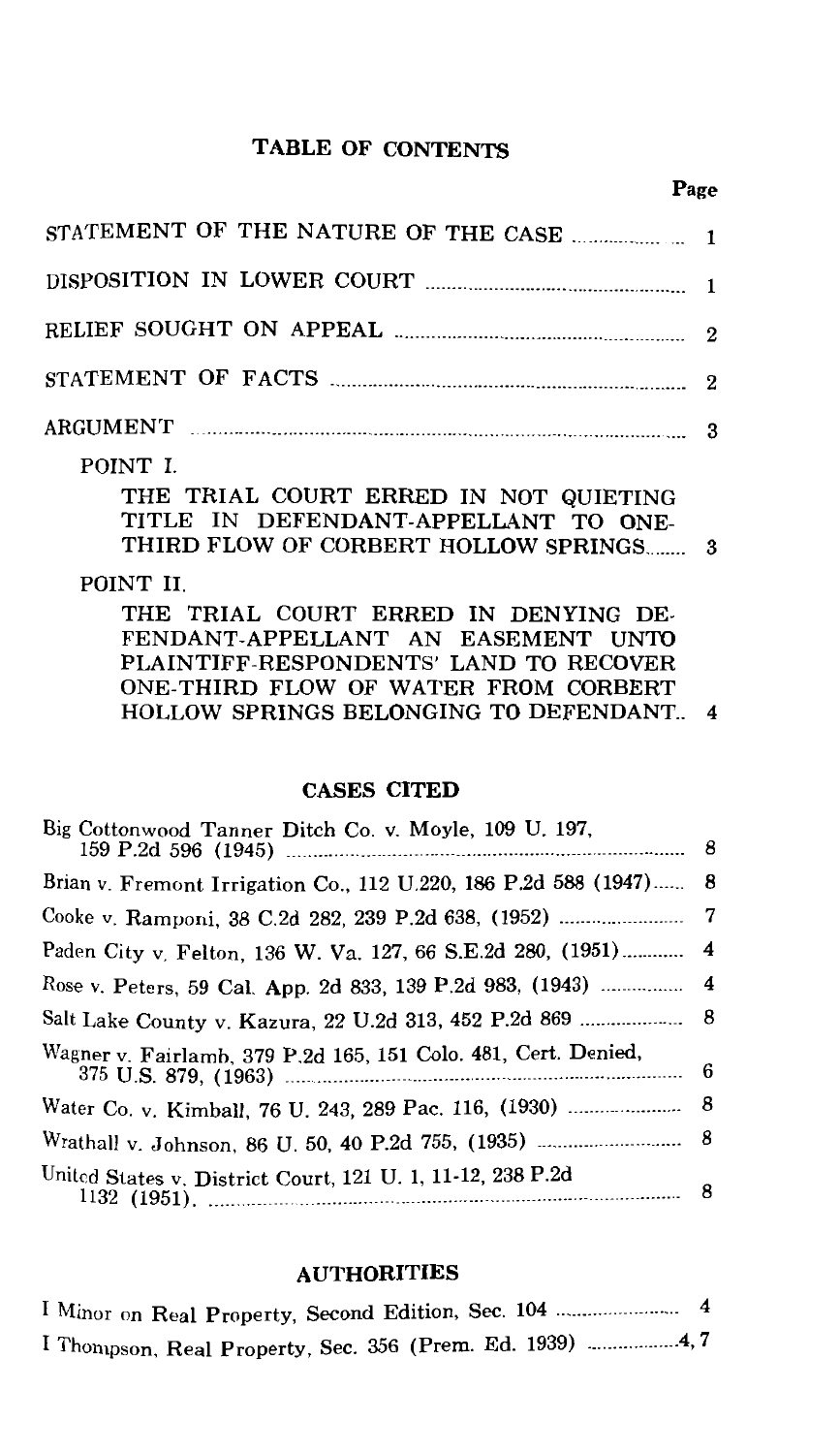# TABLE OF CONTENTS

| | Page |
|---|---|
| STATEMENT OF THE NATURE OF THE CASE | 1 |
| DISPOSITION IN LOWER COURT | 1 |
| RELIEF SOUGHT ON APPEAL | 2 |
| STATEMENT OF FACTS | 2 |
| ARGUMENT | 3 |
| POINT I. THE TRIAL COURT ERRED IN NOT QUIETING TITLE IN DEFENDANT-APPELLANT TO ONE-THIRD FLOW OF CORBERT HOLLOW SPRINGS | 3 |
| POINT II. THE TRIAL COURT ERRED IN DENYING DEFENDANT-APPELLANT AN EASEMENT UNTO PLAINTIFF-RESPONDENTS' LAND TO RECOVER ONE-THIRD FLOW OF WATER FROM CORBERT HOLLOW SPRINGS BELONGING TO DEFENDANT | 4 |

## CASES CITED

| | |
|---|---|
| Big Cottonwood Tanner Ditch Co. v. Moyle, 109 U. 197, 159 P.2d 596 (1945) | 8 |
| Brian v. Fremont Irrigation Co., 112 U.220, 186 P.2d 588 (1947) | 8 |
| Cooke v. Ramponi, 38 C.2d 282, 239 P.2d 638, (1952) | 7 |
| Paden City v. Felton, 136 W. Va. 127, 66 S.E.2d 280, (1951) | 4 |
| Rose v. Peters, 59 Cal. App. 2d 833, 139 P.2d 983, (1943) | 4 |
| Salt Lake County v. Kazura, 22 U.2d 313, 452 P.2d 869 | 8 |
| Wagner v. Fairlamb, 379 P.2d 165, 151 Colo. 481, Cert. Denied, 375 U.S. 879, (1963) | 6 |
| Water Co. v. Kimball, 76 U. 243, 289 Pac. 116, (1930) | 8 |
| Wrathall v. Johnson, 86 U. 50, 40 P.2d 755, (1935) | 8 |
| United States v. District Court, 121 U. 1, 11-12, 238 P.2d 1132 (1951). | 8 |

## AUTHORITIES

| | |
|---|---|
| I Minor on Real Property, Second Edition, Sec. 104 | 4 |
| I Thompson, Real Property, Sec. 356 (Prem. Ed. 1939) | 4, 7 |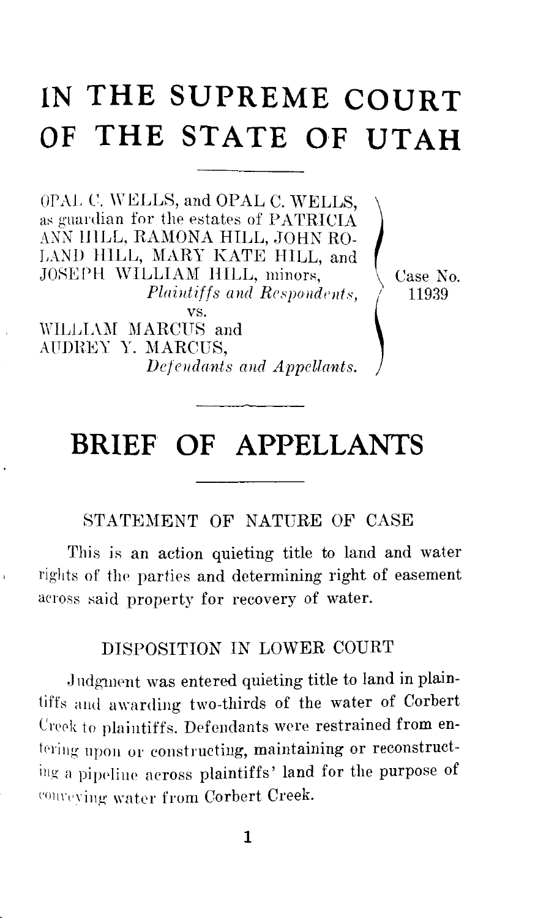# IN THE SUPREME COURT OF THE STATE OF UTAH

OPAL C. WELLS, and OPAL C. WELLS, as guardian for the estates of PATRICIA ANN HILL, RAMONA HILL, JOHN ROLAND HILL, MARY KATE HILL, and JOSEPH WILLIAM HILL, minors,
*Plaintiffs and Respondents,*

vs.

WILLIAM MARCUS and AUDREY Y. MARCUS,
*Defendants and Appellants.*

Case No. 11939

## BRIEF OF APPELLANTS

### STATEMENT OF NATURE OF CASE

This is an action quieting title to land and water rights of the parties and determining right of easement across said property for recovery of water.

### DISPOSITION IN LOWER COURT

Judgment was entered quieting title to land in plaintiffs and awarding two-thirds of the water of Corbert Creek to plaintiffs. Defendants were restrained from entering upon or constructing, maintaining or reconstructing a pipeline across plaintiffs' land for the purpose of conveying water from Corbert Creek.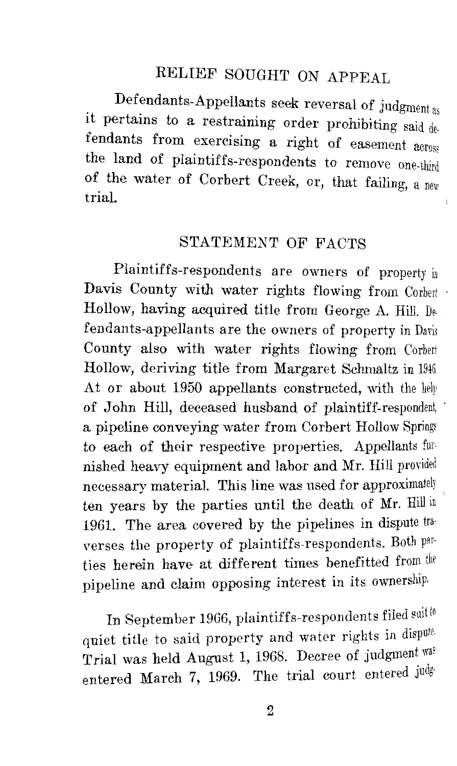## RELIEF SOUGHT ON APPEAL

Defendants-Appellants seek reversal of judgment as it pertains to a restraining order prohibiting said defendants from exercising a right of easement across the land of plaintiffs-respondents to remove one-third of the water of Corbert Creek, or, that failing, a new trial.

## STATEMENT OF FACTS

Plaintiffs-respondents are owners of property in Davis County with water rights flowing from Corbert Hollow, having acquired title from George A. Hill. Defendants-appellants are the owners of property in Davis County also with water rights flowing from Corbert Hollow, deriving title from Margaret Schmaltz in 1946. At or about 1950 appellants constructed, with the help of John Hill, deceased husband of plaintiff-respondent, a pipeline conveying water from Corbert Hollow Springs to each of their respective properties. Appellants furnished heavy equipment and labor and Mr. Hill provided necessary material. This line was used for approximately ten years by the parties until the death of Mr. Hill in 1961. The area covered by the pipelines in dispute traverses the property of plaintiffs-respondents. Both parties herein have at different times benefitted from the pipeline and claim opposing interest in its ownership.

In September 1966, plaintiffs-respondents filed suit to quiet title to said property and water rights in dispute. Trial was held August 1, 1968. Decree of judgment was entered March 7, 1969. The trial court entered judg-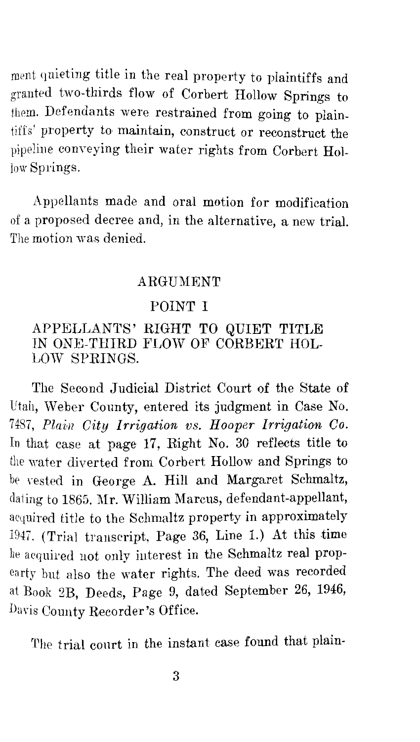ment quieting title in the real property to plaintiffs and granted two-thirds flow of Corbert Hollow Springs to them. Defendants were restrained from going to plaintiffs' property to maintain, construct or reconstruct the pipeline conveying their water rights from Corbert Hollow Springs.

Appellants made and oral motion for modification of a proposed decree and, in the alternative, a new trial. The motion was denied.

## ARGUMENT

### POINT I

### APPELLANTS' RIGHT TO QUIET TITLE IN ONE-THIRD FLOW OF CORBERT HOLLOW SPRINGS.

The Second Judicial District Court of the State of Utah, Weber County, entered its judgment in Case No. 7487, *Plain City Irrigation vs. Hooper Irrigation Co.* In that case at page 17, Right No. 30 reflects title to the water diverted from Corbert Hollow and Springs to be vested in George A. Hill and Margaret Schmaltz, dating to 1865. Mr. William Marcus, defendant-appellant, acquired title to the Schmaltz property in approximately 1947. (Trial transcript, Page 36, Line 1.) At this time he acquired not only interest in the Schmaltz real propearty but also the water rights. The deed was recorded at Book 2B, Deeds, Page 9, dated September 26, 1946, Davis County Recorder's Office.

The trial court in the instant case found that plain-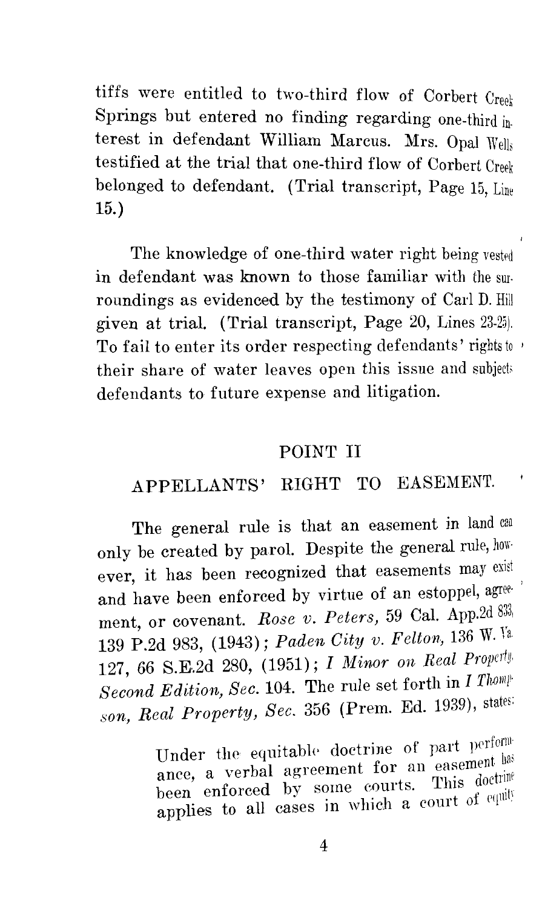tiffs were entitled to two-third flow of Corbert Creek Springs but entered no finding regarding one-third interest in defendant William Marcus. Mrs. Opal Wells testified at the trial that one-third flow of Corbert Creek belonged to defendant. (Trial transcript, Page 15, Line 15.)

The knowledge of one-third water right being vested in defendant was known to those familiar with the surroundings as evidenced by the testimony of Carl D. Hill given at trial. (Trial transcript, Page 20, Lines 23-25). To fail to enter its order respecting defendants' rights to their share of water leaves open this issue and subjects defendants to future expense and litigation.

## POINT II

## APPELLANTS' RIGHT TO EASEMENT.

The general rule is that an easement in land can only be created by parol. Despite the general rule, however, it has been recognized that easements may exist and have been enforced by virtue of an estoppel, agreement, or covenant. *Rose v. Peters,* 59 Cal. App.2d 833, 139 P.2d 983, (1943); *Paden City v. Felton,* 136 W. Va. 127, 66 S.E.2d 280, (1951); *I Minor on Real Property, Second Edition, Sec.* 104. The rule set forth in *I Thompson, Real Property, Sec.* 356 (Prem. Ed. 1939), states:

> Under the equitable doctrine of part performance, a verbal agreement for an easement has been enforced by some courts. This doctrine applies to all cases in which a court of equity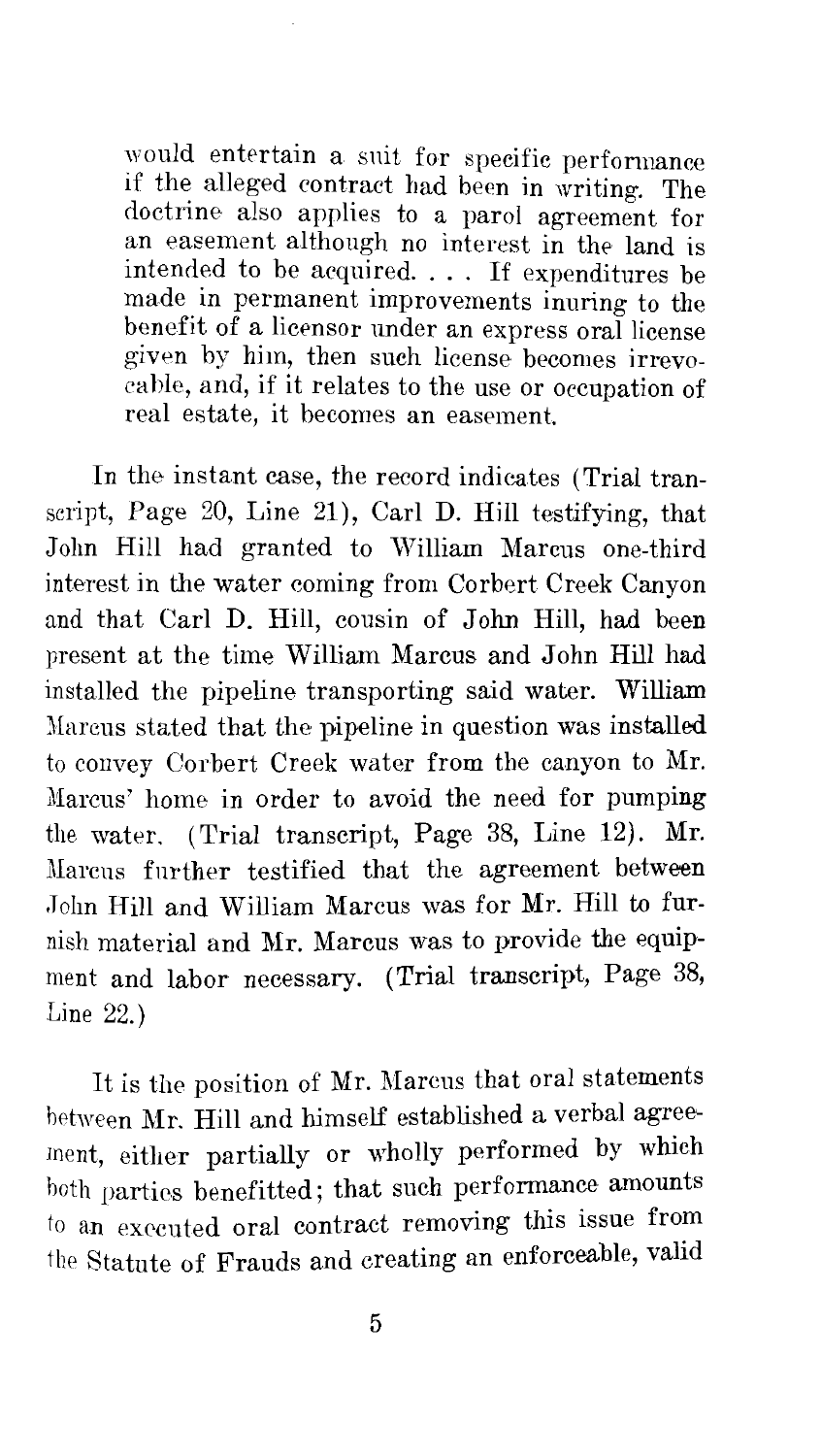would entertain a suit for specific performance if the alleged contract had been in writing. The doctrine also applies to a parol agreement for an easement although no interest in the land is intended to be acquired. . . . If expenditures be made in permanent improvements inuring to the benefit of a licensor under an express oral license given by him, then such license becomes irrevocable, and, if it relates to the use or occupation of real estate, it becomes an easement.

In the instant case, the record indicates (Trial transcript, Page 20, Line 21), Carl D. Hill testifying, that John Hill had granted to William Marcus one-third interest in the water coming from Corbert Creek Canyon and that Carl D. Hill, cousin of John Hill, had been present at the time William Marcus and John Hill had installed the pipeline transporting said water. William Marcus stated that the pipeline in question was installed to convey Corbert Creek water from the canyon to Mr. Marcus' home in order to avoid the need for pumping the water. (Trial transcript, Page 38, Line 12). Mr. Marcus further testified that the agreement between John Hill and William Marcus was for Mr. Hill to furnish material and Mr. Marcus was to provide the equipment and labor necessary. (Trial transcript, Page 38, Line 22.)

It is the position of Mr. Marcus that oral statements between Mr. Hill and himself established a verbal agreement, either partially or wholly performed by which both parties benefitted; that such performance amounts to an executed oral contract removing this issue from the Statute of Frauds and creating an enforceable, valid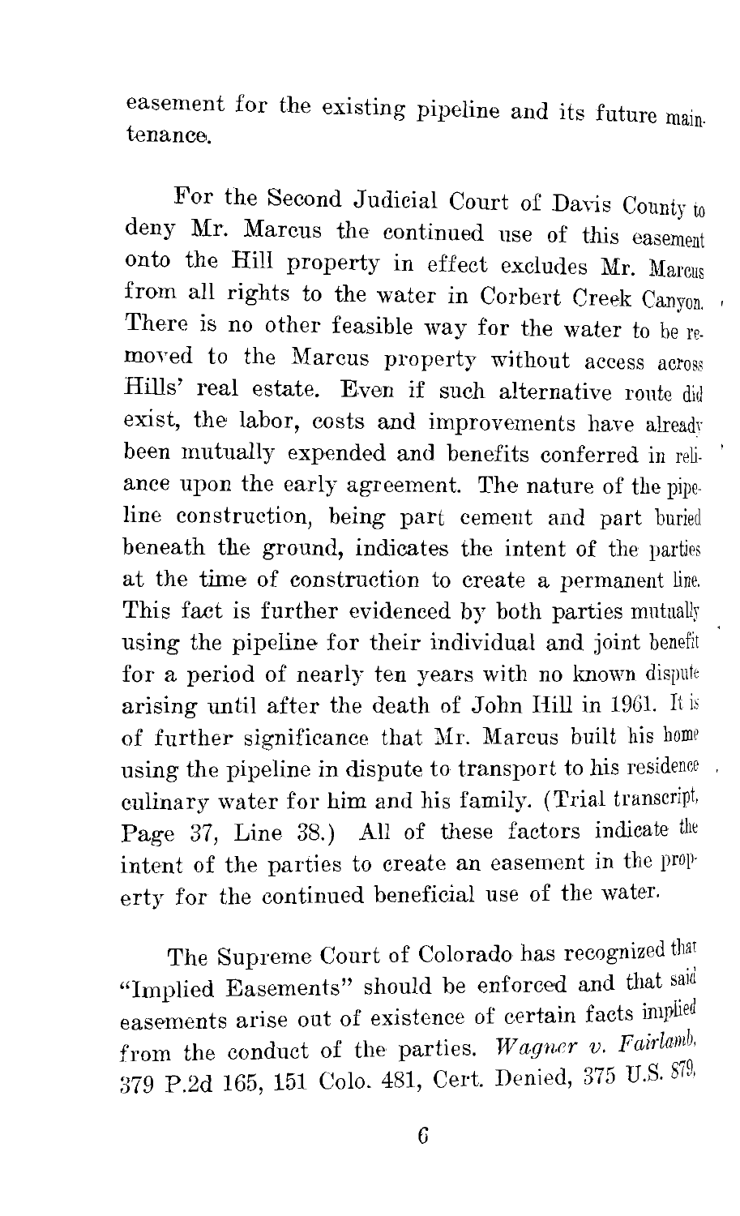easement for the existing pipeline and its future maintenance.

For the Second Judicial Court of Davis County to deny Mr. Marcus the continued use of this easement onto the Hill property in effect excludes Mr. Marcus from all rights to the water in Corbert Creek Canyon. There is no other feasible way for the water to be removed to the Marcus property without access across Hills' real estate. Even if such alternative route did exist, the labor, costs and improvements have already been mutually expended and benefits conferred in reliance upon the early agreement. The nature of the pipeline construction, being part cement and part buried beneath the ground, indicates the intent of the parties at the time of construction to create a permanent line. This fact is further evidenced by both parties mutually using the pipeline for their individual and joint benefit for a period of nearly ten years with no known dispute arising until after the death of John Hill in 1961. It is of further significance that Mr. Marcus built his home using the pipeline in dispute to transport to his residence culinary water for him and his family. (Trial transcript, Page 37, Line 38.) All of these factors indicate the intent of the parties to create an easement in the property for the continued beneficial use of the water.

The Supreme Court of Colorado has recognized that "Implied Easements" should be enforced and that said easements arise out of existence of certain facts implied from the conduct of the parties. *Wagner v. Fairlamb*, 379 P.2d 165, 151 Colo. 481, Cert. Denied, 375 U.S. 879,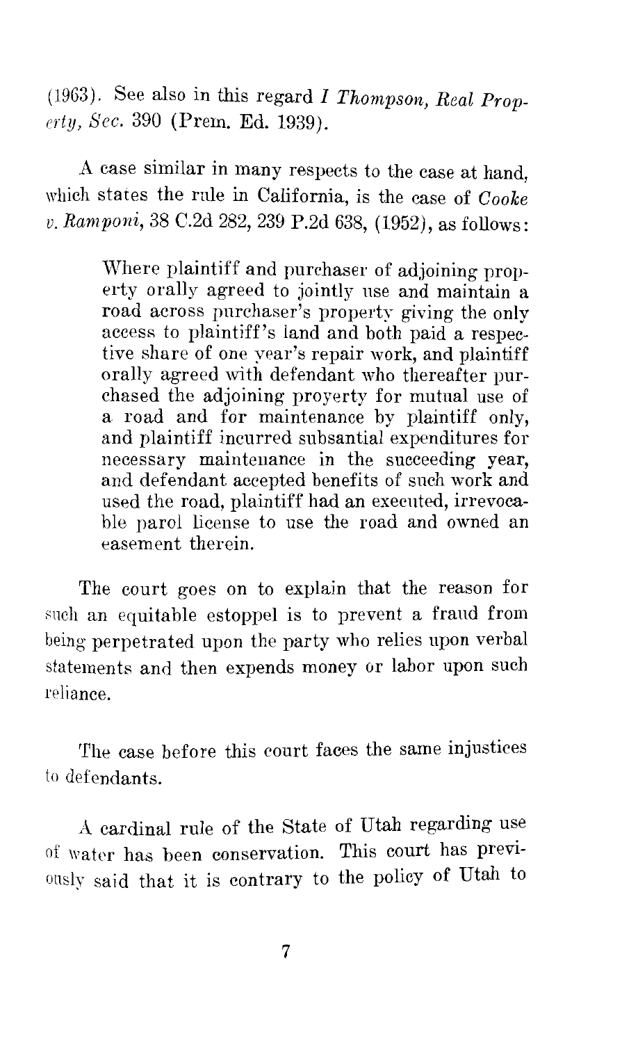(1963). See also in this regard *I Thompson, Real Property, Sec.* 390 (Prem. Ed. 1939).

A case similar in many respects to the case at hand, which states the rule in California, is the case of *Cooke v. Ramponi*, 38 C.2d 282, 239 P.2d 638, (1952), as follows:

> Where plaintiff and purchaser of adjoining property orally agreed to jointly use and maintain a road across purchaser's property giving the only access to plaintiff's land and both paid a respective share of one year's repair work, and plaintiff orally agreed with defendant who thereafter purchased the adjoining proyerty for mutual use of a road and for maintenance by plaintiff only, and plaintiff incurred subsantial expenditures for necessary maintenance in the succeeding year, and defendant accepted benefits of such work and used the road, plaintiff had an executed, irrevocable parol license to use the road and owned an easement therein.

The court goes on to explain that the reason for such an equitable estoppel is to prevent a fraud from being perpetrated upon the party who relies upon verbal statements and then expends money or labor upon such reliance.

The case before this court faces the same injustices to defendants.

A cardinal rule of the State of Utah regarding use of water has been conservation. This court has previously said that it is contrary to the policy of Utah to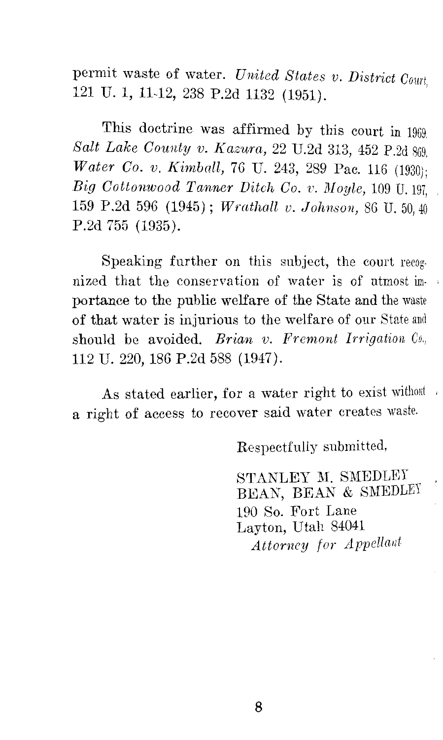permit waste of water. *United States v. District Court*, 121 U. 1, 11-12, 238 P.2d 1132 (1951).

This doctrine was affirmed by this court in 1969. *Salt Lake County v. Kazura*, 22 U.2d 313, 452 P.2d 869. *Water Co. v. Kimball*, 76 U. 243, 289 Pac. 116 (1930); *Big Cottonwood Tanner Ditch Co. v. Moyle*, 109 U. 197, 159 P.2d 596 (1945); *Wrathall v. Johnson*, 86 U. 50, 40 P.2d 755 (1935).

Speaking further on this subject, the court recognized that the conservation of water is of utmost importance to the public welfare of the State and the waste of that water is injurious to the welfare of our State and should be avoided. *Brian v. Fremont Irrigation Co.*, 112 U. 220, 186 P.2d 588 (1947).

As stated earlier, for a water right to exist without a right of access to recover said water creates waste.

Respectfully submitted,

STANLEY M. SMEDLEY
BEAN, BEAN & SMEDLEY
190 So. Fort Lane
Layton, Utah 84041
*Attorney for Appellant*